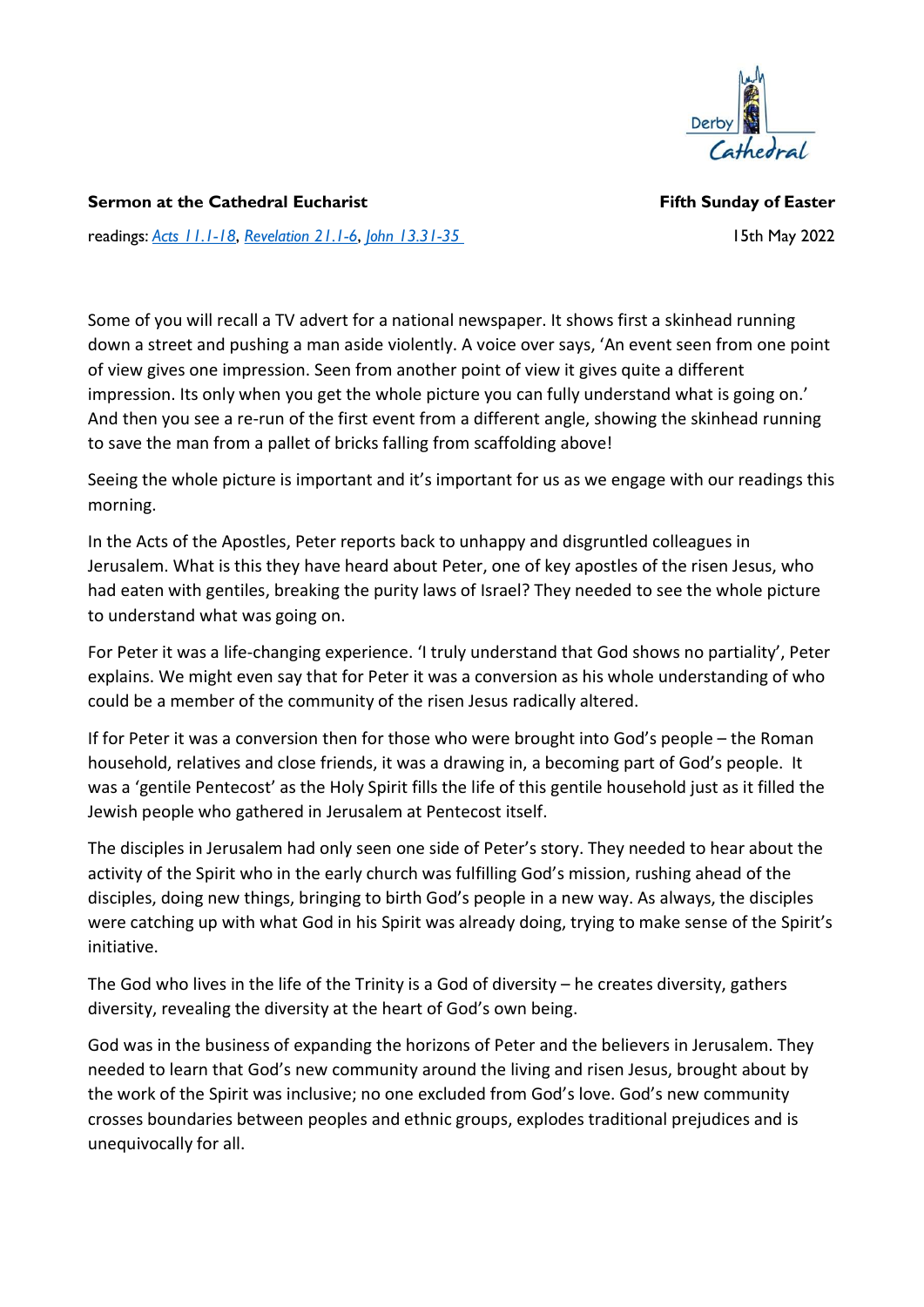**Sermon at the Cathedral Eucharist** **Fifth Sunday of Easter**

readings: *Acts 11.1-18*, *Revelation 21.1-6*, *John 13.31-35* 15th May 2022

Some of you will recall a TV advert for a national newspaper. It shows first a skinhead running down a street and pushing a man aside violently. A voice over says, 'An event seen from one point of view gives one impression. Seen from another point of view it gives quite a different impression. Its only when you get the whole picture you can fully understand what is going on.' And then you see a re-run of the first event from a different angle, showing the skinhead running to save the man from a pallet of bricks falling from scaffolding above!

Seeing the whole picture is important and it's important for us as we engage with our readings this morning.

In the Acts of the Apostles, Peter reports back to unhappy and disgruntled colleagues in Jerusalem. What is this they have heard about Peter, one of key apostles of the risen Jesus, who had eaten with gentiles, breaking the purity laws of Israel? They needed to see the whole picture to understand what was going on.

For Peter it was a life-changing experience. 'I truly understand that God shows no partiality', Peter explains. We might even say that for Peter it was a conversion as his whole understanding of who could be a member of the community of the risen Jesus radically altered.

If for Peter it was a conversion then for those who were brought into God's people – the Roman household, relatives and close friends, it was a drawing in, a becoming part of God's people. It was a 'gentile Pentecost' as the Holy Spirit fills the life of this gentile household just as it filled the Jewish people who gathered in Jerusalem at Pentecost itself.

The disciples in Jerusalem had only seen one side of Peter's story. They needed to hear about the activity of the Spirit who in the early church was fulfilling God's mission, rushing ahead of the disciples, doing new things, bringing to birth God's people in a new way. As always, the disciples were catching up with what God in his Spirit was already doing, trying to make sense of the Spirit's initiative.

The God who lives in the life of the Trinity is a God of diversity – he creates diversity, gathers diversity, revealing the diversity at the heart of God's own being.

God was in the business of expanding the horizons of Peter and the believers in Jerusalem. They needed to learn that God's new community around the living and risen Jesus, brought about by the work of the Spirit was inclusive; no one excluded from God's love. God's new community crosses boundaries between peoples and ethnic groups, explodes traditional prejudices and is unequivocally for all.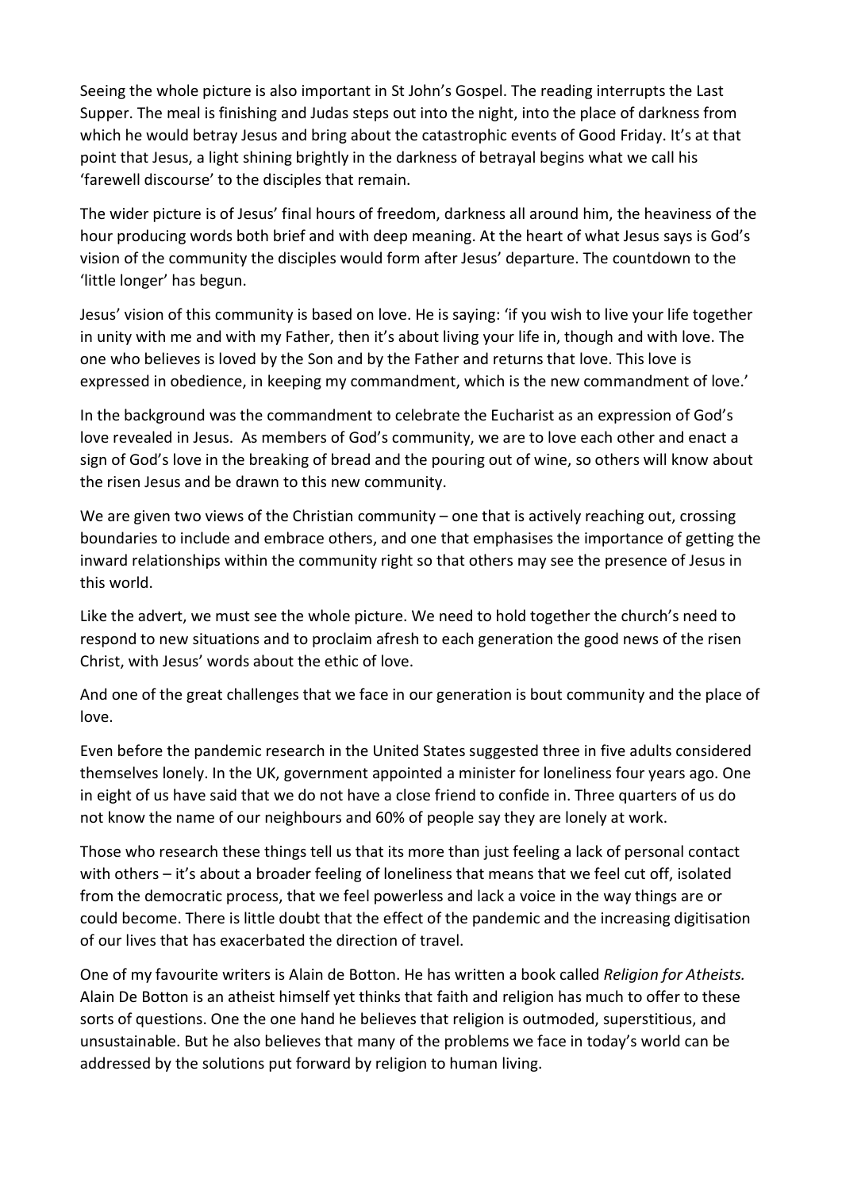Seeing the whole picture is also important in St John's Gospel. The reading interrupts the Last Supper. The meal is finishing and Judas steps out into the night, into the place of darkness from which he would betray Jesus and bring about the catastrophic events of Good Friday. It's at that point that Jesus, a light shining brightly in the darkness of betrayal begins what we call his 'farewell discourse' to the disciples that remain.

The wider picture is of Jesus' final hours of freedom, darkness all around him, the heaviness of the hour producing words both brief and with deep meaning. At the heart of what Jesus says is God's vision of the community the disciples would form after Jesus' departure. The countdown to the 'little longer' has begun.

Jesus' vision of this community is based on love. He is saying: 'if you wish to live your life together in unity with me and with my Father, then it's about living your life in, though and with love. The one who believes is loved by the Son and by the Father and returns that love. This love is expressed in obedience, in keeping my commandment, which is the new commandment of love.'

In the background was the commandment to celebrate the Eucharist as an expression of God's love revealed in Jesus. As members of God's community, we are to love each other and enact a sign of God's love in the breaking of bread and the pouring out of wine, so others will know about the risen Jesus and be drawn to this new community.

We are given two views of the Christian community – one that is actively reaching out, crossing boundaries to include and embrace others, and one that emphasises the importance of getting the inward relationships within the community right so that others may see the presence of Jesus in this world.

Like the advert, we must see the whole picture. We need to hold together the church's need to respond to new situations and to proclaim afresh to each generation the good news of the risen Christ, with Jesus' words about the ethic of love.

And one of the great challenges that we face in our generation is bout community and the place of love.

Even before the pandemic research in the United States suggested three in five adults considered themselves lonely. In the UK, government appointed a minister for loneliness four years ago. One in eight of us have said that we do not have a close friend to confide in. Three quarters of us do not know the name of our neighbours and 60% of people say they are lonely at work.

Those who research these things tell us that its more than just feeling a lack of personal contact with others – it's about a broader feeling of loneliness that means that we feel cut off, isolated from the democratic process, that we feel powerless and lack a voice in the way things are or could become. There is little doubt that the effect of the pandemic and the increasing digitisation of our lives that has exacerbated the direction of travel.

One of my favourite writers is Alain de Botton. He has written a book called *Religion for Atheists.* Alain De Botton is an atheist himself yet thinks that faith and religion has much to offer to these sorts of questions. One the one hand he believes that religion is outmoded, superstitious, and unsustainable. But he also believes that many of the problems we face in today's world can be addressed by the solutions put forward by religion to human living.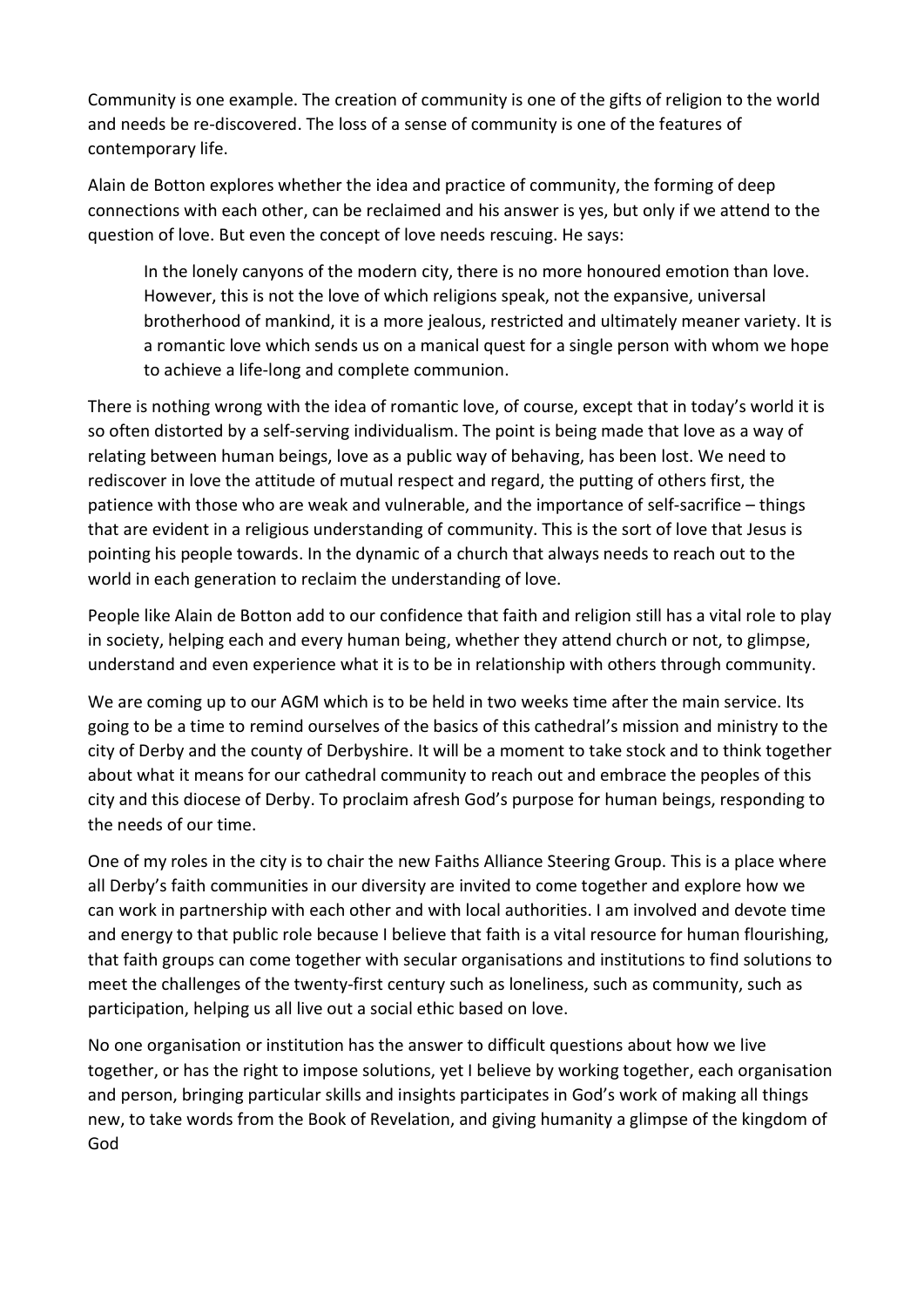Community is one example. The creation of community is one of the gifts of religion to the world and needs be re-discovered. The loss of a sense of community is one of the features of contemporary life.

Alain de Botton explores whether the idea and practice of community, the forming of deep connections with each other, can be reclaimed and his answer is yes, but only if we attend to the question of love. But even the concept of love needs rescuing. He says:

> In the lonely canyons of the modern city, there is no more honoured emotion than love. However, this is not the love of which religions speak, not the expansive, universal brotherhood of mankind, it is a more jealous, restricted and ultimately meaner variety. It is a romantic love which sends us on a manical quest for a single person with whom we hope to achieve a life-long and complete communion.

There is nothing wrong with the idea of romantic love, of course, except that in today's world it is so often distorted by a self-serving individualism. The point is being made that love as a way of relating between human beings, love as a public way of behaving, has been lost. We need to rediscover in love the attitude of mutual respect and regard, the putting of others first, the patience with those who are weak and vulnerable, and the importance of self-sacrifice – things that are evident in a religious understanding of community. This is the sort of love that Jesus is pointing his people towards. In the dynamic of a church that always needs to reach out to the world in each generation to reclaim the understanding of love.

People like Alain de Botton add to our confidence that faith and religion still has a vital role to play in society, helping each and every human being, whether they attend church or not, to glimpse, understand and even experience what it is to be in relationship with others through community.

We are coming up to our AGM which is to be held in two weeks time after the main service. Its going to be a time to remind ourselves of the basics of this cathedral's mission and ministry to the city of Derby and the county of Derbyshire. It will be a moment to take stock and to think together about what it means for our cathedral community to reach out and embrace the peoples of this city and this diocese of Derby. To proclaim afresh God's purpose for human beings, responding to the needs of our time.

One of my roles in the city is to chair the new Faiths Alliance Steering Group. This is a place where all Derby's faith communities in our diversity are invited to come together and explore how we can work in partnership with each other and with local authorities. I am involved and devote time and energy to that public role because I believe that faith is a vital resource for human flourishing, that faith groups can come together with secular organisations and institutions to find solutions to meet the challenges of the twenty-first century such as loneliness, such as community, such as participation, helping us all live out a social ethic based on love.

No one organisation or institution has the answer to difficult questions about how we live together, or has the right to impose solutions, yet I believe by working together, each organisation and person, bringing particular skills and insights participates in God's work of making all things new, to take words from the Book of Revelation, and giving humanity a glimpse of the kingdom of God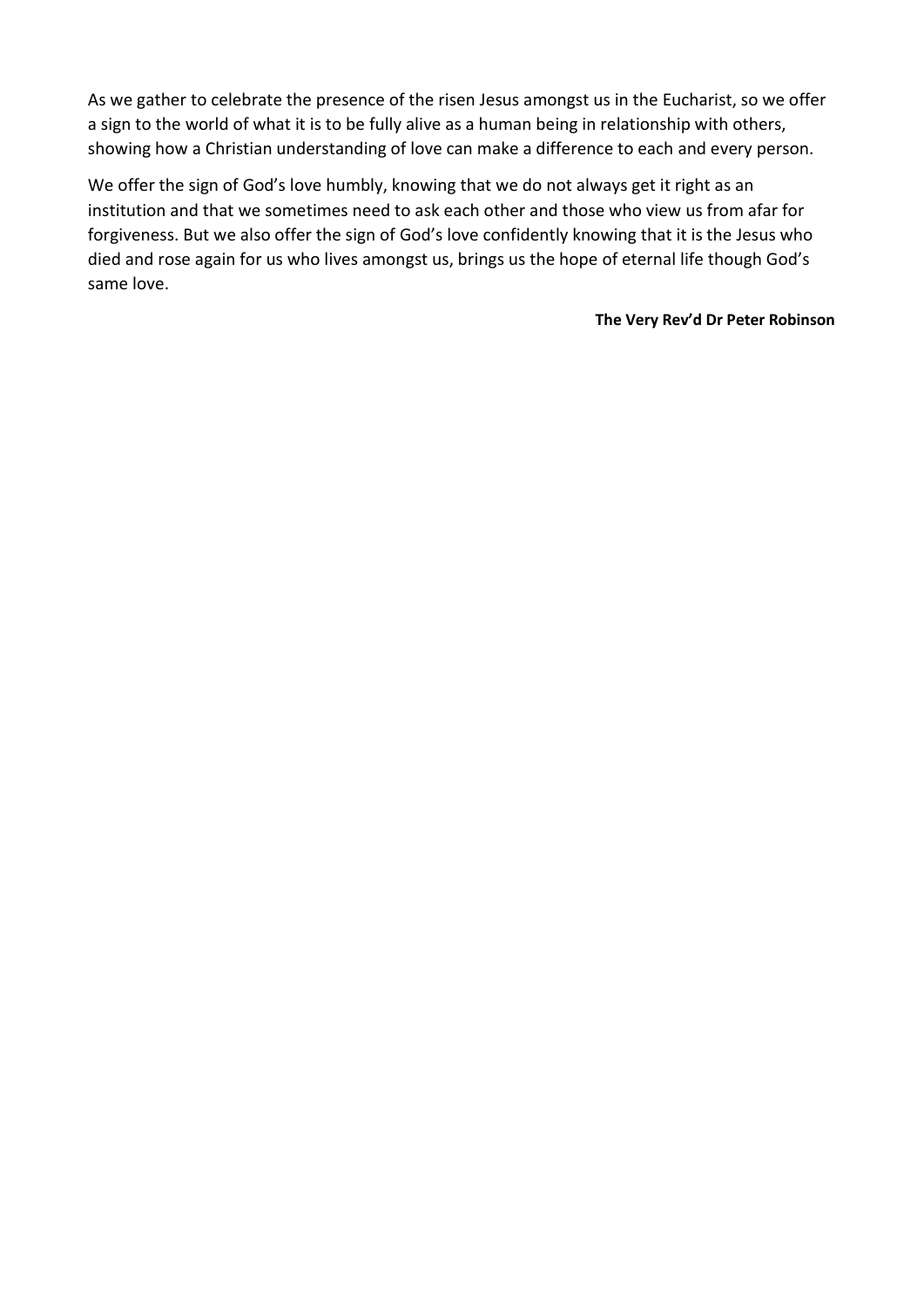As we gather to celebrate the presence of the risen Jesus amongst us in the Eucharist, so we offer a sign to the world of what it is to be fully alive as a human being in relationship with others, showing how a Christian understanding of love can make a difference to each and every person.

We offer the sign of God's love humbly, knowing that we do not always get it right as an institution and that we sometimes need to ask each other and those who view us from afar for forgiveness. But we also offer the sign of God's love confidently knowing that it is the Jesus who died and rose again for us who lives amongst us, brings us the hope of eternal life though God's same love.

**The Very Rev'd Dr Peter Robinson**